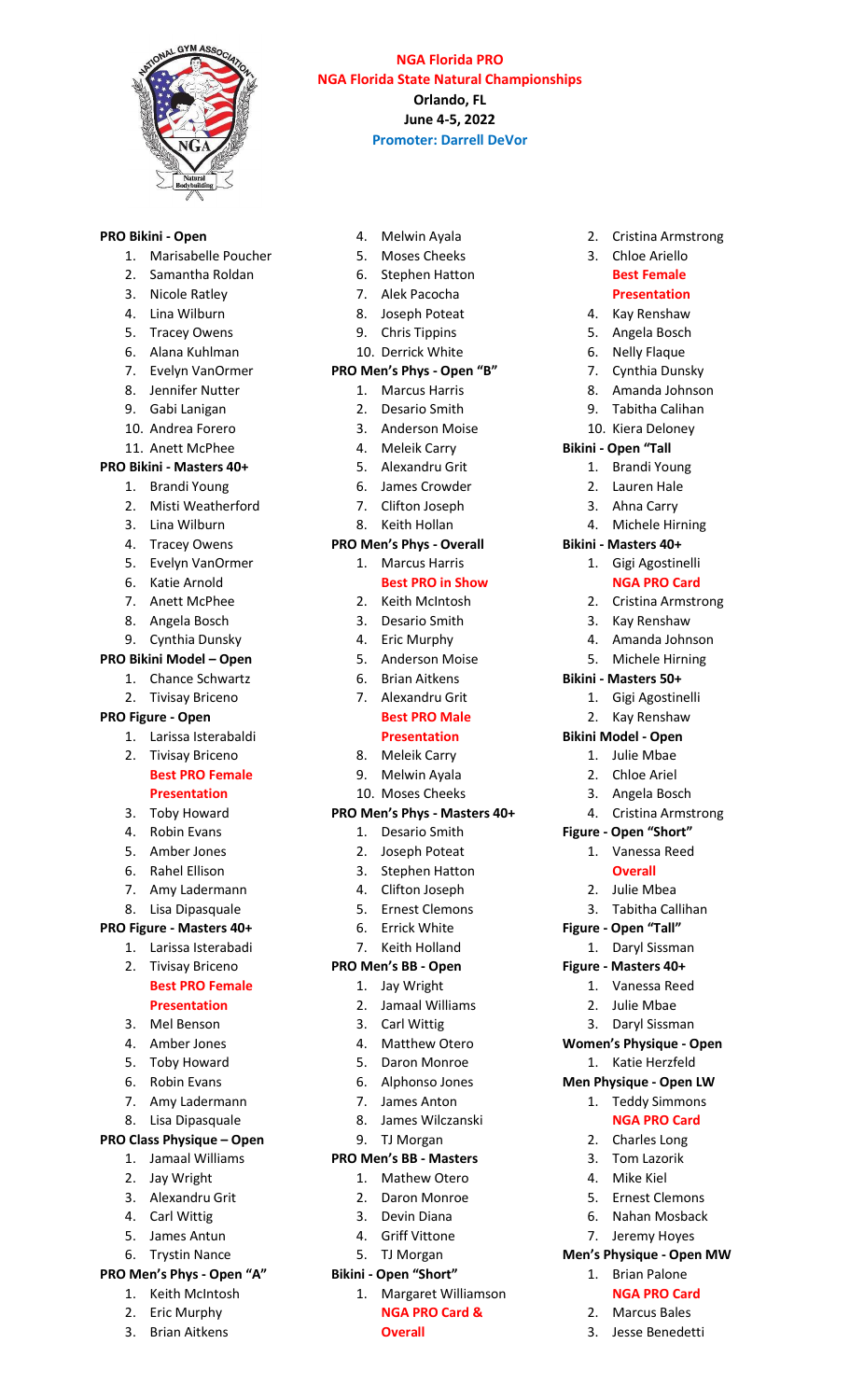# NGA Florida PRO
## NGA Florida State Natural Championships
**Orlando, FL**
**June 4-5, 2022**
**Promoter: Darrell DeVor**

**PRO Bikini - Open**
1. Marisabelle Poucher
2. Samantha Roldan
3. Nicole Ratley
4. Lina Wilburn
5. Tracey Owens
6. Alana Kuhlman
7. Evelyn VanOrmer
8. Jennifer Nutter
9. Gabi Lanigan
10. Andrea Forero
11. Anett McPhee

**PRO Bikini - Masters 40+**
1. Brandi Young
2. Misti Weatherford
3. Lina Wilburn
4. Tracey Owens
5. Evelyn VanOrmer
6. Katie Arnold
7. Anett McPhee
8. Angela Bosch
9. Cynthia Dunsky

**PRO Bikini Model – Open**
1. Chance Schwartz
2. Tivisay Briceno

**PRO Figure - Open**
1. Larissa Isterabaldi
2. Tivisay Briceno **Best PRO Female Presentation**
3. Toby Howard
4. Robin Evans
5. Amber Jones
6. Rahel Ellison
7. Amy Ladermann
8. Lisa Dipasquale

**PRO Figure - Masters 40+**
1. Larissa Isterabadi
2. Tivisay Briceno **Best PRO Female Presentation**
3. Mel Benson
4. Amber Jones
5. Toby Howard
6. Robin Evans
7. Amy Ladermann
8. Lisa Dipasquale

**PRO Class Physique – Open**
1. Jamaal Williams
2. Jay Wright
3. Alexandru Grit
4. Carl Wittig
5. James Antun
6. Trystin Nance

**PRO Men's Phys - Open "A"**
1. Keith McIntosh
2. Eric Murphy
3. Brian Aitkens
4. Melwin Ayala
5. Moses Cheeks
6. Stephen Hatton
7. Alek Pacocha
8. Joseph Poteat
9. Chris Tippins
10. Derrick White

**PRO Men's Phys - Open "B"**
1. Marcus Harris
2. Desario Smith
3. Anderson Moise
4. Meleik Carry
5. Alexandru Grit
6. James Crowder
7. Clifton Joseph
8. Keith Hollan

**PRO Men's Phys - Overall**
1. Marcus Harris **Best PRO in Show**
2. Keith McIntosh
3. Desario Smith
4. Eric Murphy
5. Anderson Moise
6. Brian Aitkens
7. Alexandru Grit **Best PRO Male Presentation**
8. Meleik Carry
9. Melwin Ayala
10. Moses Cheeks

**PRO Men's Phys - Masters 40+**
1. Desario Smith
2. Joseph Poteat
3. Stephen Hatton
4. Clifton Joseph
5. Ernest Clemons
6. Errick White
7. Keith Holland

**PRO Men's BB - Open**
1. Jay Wright
2. Jamaal Williams
3. Carl Wittig
4. Matthew Otero
5. Daron Monroe
6. Alphonso Jones
7. James Anton
8. James Wilczanski
9. TJ Morgan

**PRO Men's BB - Masters**
1. Mathew Otero
2. Daron Monroe
3. Devin Diana
4. Griff Vittone
5. TJ Morgan

**Bikini - Open "Short"**
1. Margaret Williamson **NGA PRO Card & Overall**
2. Cristina Armstrong
3. Chloe Ariello **Best Female Presentation**
4. Kay Renshaw
5. Angela Bosch
6. Nelly Flaque
7. Cynthia Dunsky
8. Amanda Johnson
9. Tabitha Calihan
10. Kiera Deloney

**Bikini - Open "Tall**
1. Brandi Young
2. Lauren Hale
3. Ahna Carry
4. Michele Hirning

**Bikini - Masters 40+**
1. Gigi Agostinelli **NGA PRO Card**
2. Cristina Armstrong
3. Kay Renshaw
4. Amanda Johnson
5. Michele Hirning

**Bikini - Masters 50+**
1. Gigi Agostinelli
2. Kay Renshaw

**Bikini Model - Open**
1. Julie Mbae
2. Chloe Ariel
3. Angela Bosch
4. Cristina Armstrong

**Figure - Open "Short"**
1. Vanessa Reed **Overall**
2. Julie Mbea
3. Tabitha Callihan

**Figure - Open "Tall"**
1. Daryl Sissman

**Figure - Masters 40+**
1. Vanessa Reed
2. Julie Mbae
3. Daryl Sissman

**Women's Physique - Open**
1. Katie Herzfeld

**Men Physique - Open LW**
1. Teddy Simmons **NGA PRO Card**
2. Charles Long
3. Tom Lazorik
4. Mike Kiel
5. Ernest Clemons
6. Nahan Mosback
7. Jeremy Hoyes

**Men's Physique - Open MW**
1. Brian Palone **NGA PRO Card**
2. Marcus Bales
3. Jesse Benedetti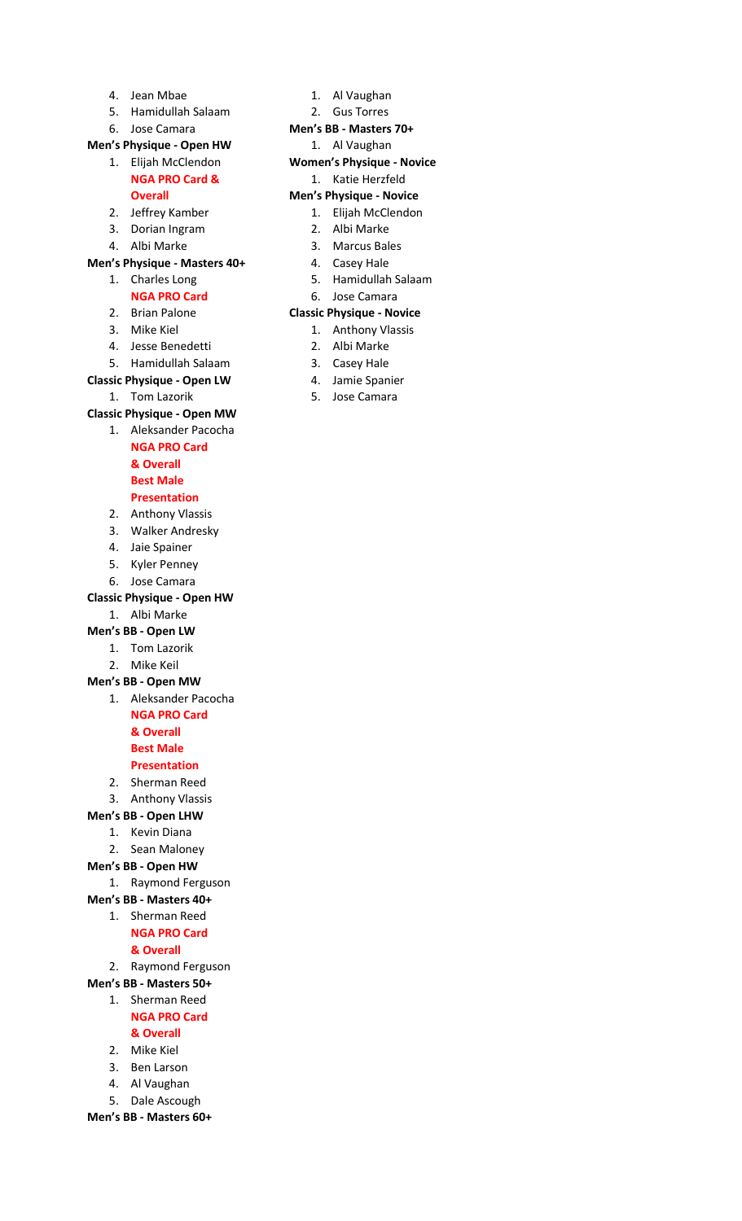4. Jean Mbae
5. Hamidullah Salaam
6. Jose Camara

**Men's Physique - Open HW**

1. Elijah McClendon
   **NGA PRO Card & Overall**
2. Jeffrey Kamber
3. Dorian Ingram
4. Albi Marke

**Men's Physique - Masters 40+**

1. Charles Long
   **NGA PRO Card**
2. Brian Palone
3. Mike Kiel
4. Jesse Benedetti
5. Hamidullah Salaam

**Classic Physique - Open LW**

1. Tom Lazorik

**Classic Physique - Open MW**

1. Aleksander Pacocha
   **NGA PRO Card & Overall Best Male Presentation**
2. Anthony Vlassis
3. Walker Andresky
4. Jaie Spainer
5. Kyler Penney
6. Jose Camara

**Classic Physique - Open HW**

1. Albi Marke

**Men's BB - Open LW**

1. Tom Lazorik
2. Mike Keil

**Men's BB - Open MW**

1. Aleksander Pacocha
   **NGA PRO Card & Overall Best Male Presentation**
2. Sherman Reed
3. Anthony Vlassis

**Men's BB - Open LHW**

1. Kevin Diana
2. Sean Maloney

**Men's BB - Open HW**

1. Raymond Ferguson

**Men's BB - Masters 40+**

1. Sherman Reed
   **NGA PRO Card & Overall**
2. Raymond Ferguson

**Men's BB - Masters 50+**

1. Sherman Reed
   **NGA PRO Card & Overall**
2. Mike Kiel
3. Ben Larson
4. Al Vaughan
5. Dale Ascough

**Men's BB - Masters 60+**

1. Al Vaughan
2. Gus Torres

**Men's BB - Masters 70+**

1. Al Vaughan

**Women's Physique - Novice**

1. Katie Herzfeld

**Men's Physique - Novice**

1. Elijah McClendon
2. Albi Marke
3. Marcus Bales
4. Casey Hale
5. Hamidullah Salaam
6. Jose Camara

**Classic Physique - Novice**

1. Anthony Vlassis
2. Albi Marke
3. Casey Hale
4. Jamie Spanier
5. Jose Camara